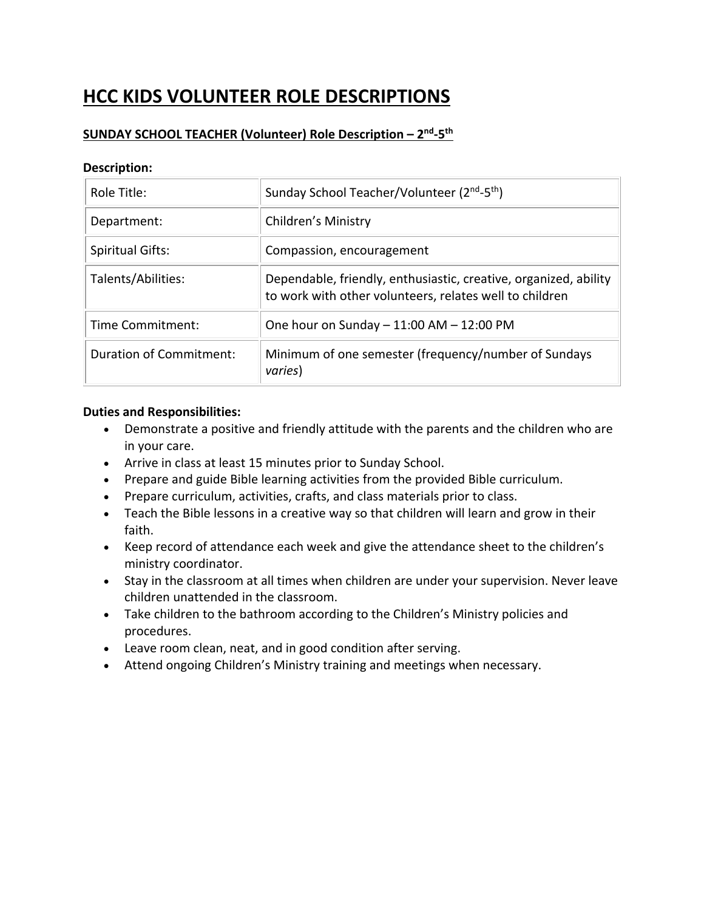# HCC KIDS VOLUNTEER ROLE DESCRIPTIONS

## SUNDAY SCHOOL TEACHER (Volunteer) Role Description – 2nd-5th

**Description:**

| Role Title: | Sunday School Teacher/Volunteer (2nd-5th) |
|---|---|
| Department: | Children's Ministry |
| Spiritual Gifts: | Compassion, encouragement |
| Talents/Abilities: | Dependable, friendly, enthusiastic, creative, organized, ability to work with other volunteers, relates well to children |
| Time Commitment: | One hour on Sunday – 11:00 AM – 12:00 PM |
| Duration of Commitment: | Minimum of one semester (frequency/number of Sundays *varies*) |

**Duties and Responsibilities:**

- Demonstrate a positive and friendly attitude with the parents and the children who are in your care.
- Arrive in class at least 15 minutes prior to Sunday School.
- Prepare and guide Bible learning activities from the provided Bible curriculum.
- Prepare curriculum, activities, crafts, and class materials prior to class.
- Teach the Bible lessons in a creative way so that children will learn and grow in their faith.
- Keep record of attendance each week and give the attendance sheet to the children's ministry coordinator.
- Stay in the classroom at all times when children are under your supervision. Never leave children unattended in the classroom.
- Take children to the bathroom according to the Children's Ministry policies and procedures.
- Leave room clean, neat, and in good condition after serving.
- Attend ongoing Children's Ministry training and meetings when necessary.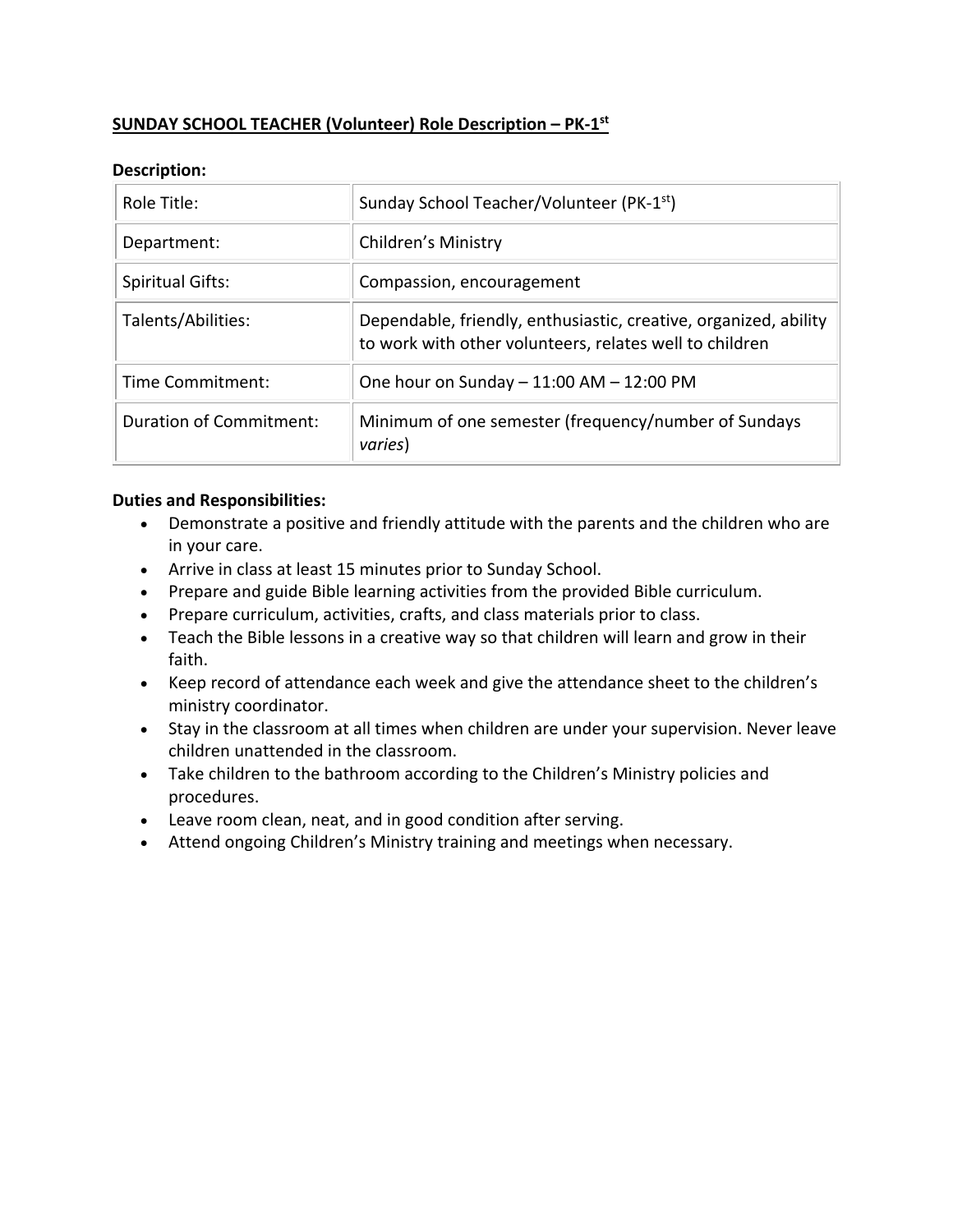**SUNDAY SCHOOL TEACHER (Volunteer) Role Description – PK-1st**

**Description:**

| | |
|---|---|
| Role Title: | Sunday School Teacher/Volunteer (PK-1st) |
| Department: | Children's Ministry |
| Spiritual Gifts: | Compassion, encouragement |
| Talents/Abilities: | Dependable, friendly, enthusiastic, creative, organized, ability to work with other volunteers, relates well to children |
| Time Commitment: | One hour on Sunday – 11:00 AM – 12:00 PM |
| Duration of Commitment: | Minimum of one semester (frequency/number of Sundays *varies*) |

**Duties and Responsibilities:**

- Demonstrate a positive and friendly attitude with the parents and the children who are in your care.
- Arrive in class at least 15 minutes prior to Sunday School.
- Prepare and guide Bible learning activities from the provided Bible curriculum.
- Prepare curriculum, activities, crafts, and class materials prior to class.
- Teach the Bible lessons in a creative way so that children will learn and grow in their faith.
- Keep record of attendance each week and give the attendance sheet to the children's ministry coordinator.
- Stay in the classroom at all times when children are under your supervision. Never leave children unattended in the classroom.
- Take children to the bathroom according to the Children's Ministry policies and procedures.
- Leave room clean, neat, and in good condition after serving.
- Attend ongoing Children's Ministry training and meetings when necessary.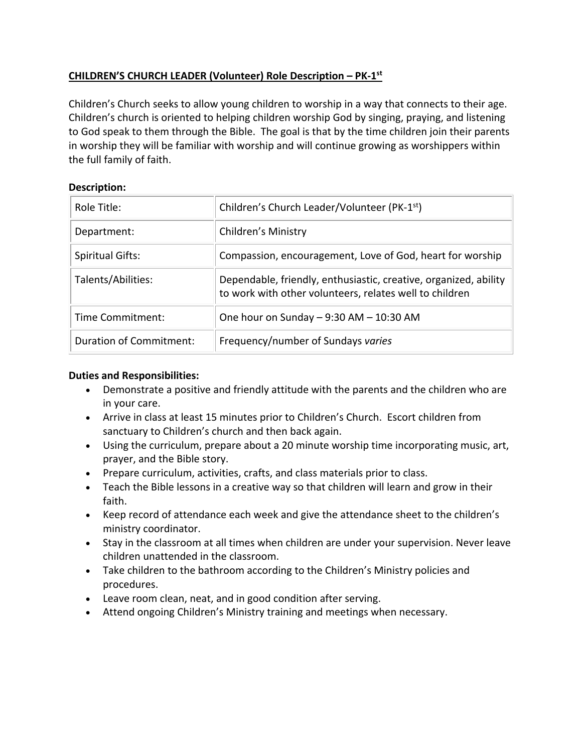**CHILDREN'S CHURCH LEADER (Volunteer) Role Description – PK-1st**

Children's Church seeks to allow young children to worship in a way that connects to their age. Children's church is oriented to helping children worship God by singing, praying, and listening to God speak to them through the Bible. The goal is that by the time children join their parents in worship they will be familiar with worship and will continue growing as worshippers within the full family of faith.

**Description:**

| Role Title: | Children's Church Leader/Volunteer (PK-1st) |
|---|---|
| Department: | Children's Ministry |
| Spiritual Gifts: | Compassion, encouragement, Love of God, heart for worship |
| Talents/Abilities: | Dependable, friendly, enthusiastic, creative, organized, ability to work with other volunteers, relates well to children |
| Time Commitment: | One hour on Sunday – 9:30 AM – 10:30 AM |
| Duration of Commitment: | Frequency/number of Sundays *varies* |

**Duties and Responsibilities:**

- Demonstrate a positive and friendly attitude with the parents and the children who are in your care.
- Arrive in class at least 15 minutes prior to Children's Church. Escort children from sanctuary to Children's church and then back again.
- Using the curriculum, prepare about a 20 minute worship time incorporating music, art, prayer, and the Bible story.
- Prepare curriculum, activities, crafts, and class materials prior to class.
- Teach the Bible lessons in a creative way so that children will learn and grow in their faith.
- Keep record of attendance each week and give the attendance sheet to the children's ministry coordinator.
- Stay in the classroom at all times when children are under your supervision. Never leave children unattended in the classroom.
- Take children to the bathroom according to the Children's Ministry policies and procedures.
- Leave room clean, neat, and in good condition after serving.
- Attend ongoing Children's Ministry training and meetings when necessary.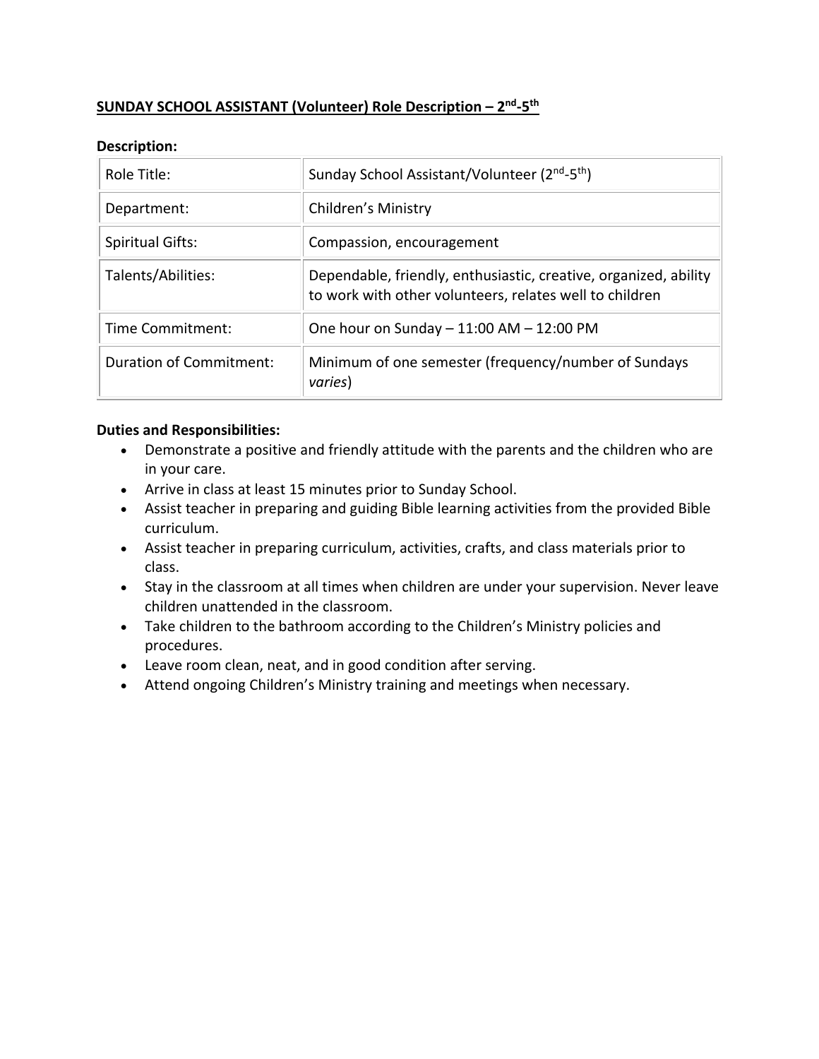## **SUNDAY SCHOOL ASSISTANT (Volunteer) Role Description – 2nd-5th**

**Description:**

| Role Title: | Sunday School Assistant/Volunteer (2nd-5th) |
|---|---|
| Department: | Children's Ministry |
| Spiritual Gifts: | Compassion, encouragement |
| Talents/Abilities: | Dependable, friendly, enthusiastic, creative, organized, ability to work with other volunteers, relates well to children |
| Time Commitment: | One hour on Sunday – 11:00 AM – 12:00 PM |
| Duration of Commitment: | Minimum of one semester (frequency/number of Sundays *varies*) |

**Duties and Responsibilities:**

- Demonstrate a positive and friendly attitude with the parents and the children who are in your care.
- Arrive in class at least 15 minutes prior to Sunday School.
- Assist teacher in preparing and guiding Bible learning activities from the provided Bible curriculum.
- Assist teacher in preparing curriculum, activities, crafts, and class materials prior to class.
- Stay in the classroom at all times when children are under your supervision. Never leave children unattended in the classroom.
- Take children to the bathroom according to the Children's Ministry policies and procedures.
- Leave room clean, neat, and in good condition after serving.
- Attend ongoing Children's Ministry training and meetings when necessary.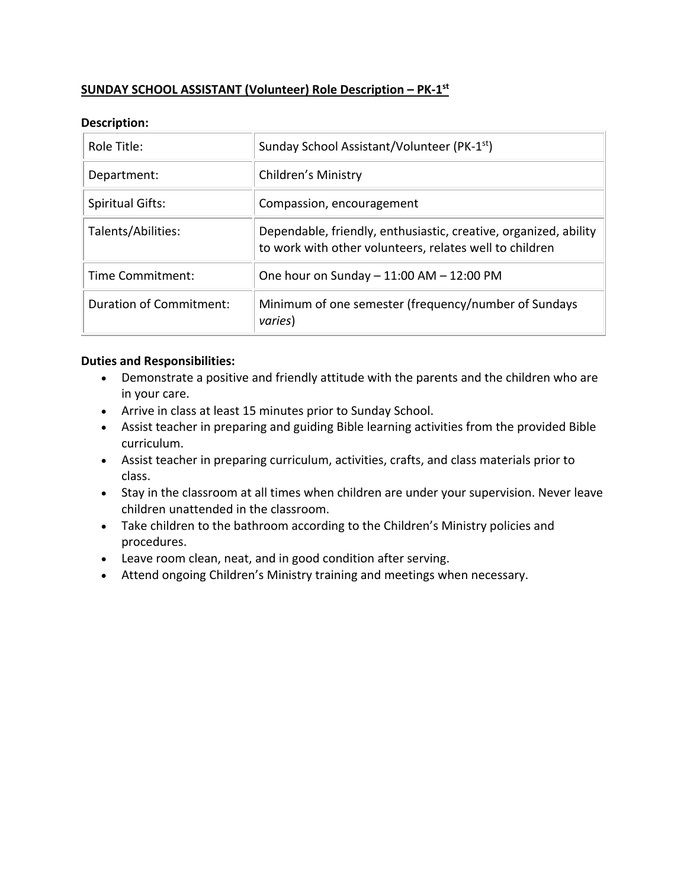**SUNDAY SCHOOL ASSISTANT (Volunteer) Role Description – PK-1st**

**Description:**

| Role Title: | Sunday School Assistant/Volunteer (PK-1st) |
| --- | --- |
| Department: | Children's Ministry |
| Spiritual Gifts: | Compassion, encouragement |
| Talents/Abilities: | Dependable, friendly, enthusiastic, creative, organized, ability to work with other volunteers, relates well to children |
| Time Commitment: | One hour on Sunday – 11:00 AM – 12:00 PM |
| Duration of Commitment: | Minimum of one semester (frequency/number of Sundays *varies*) |

**Duties and Responsibilities:**

- Demonstrate a positive and friendly attitude with the parents and the children who are in your care.
- Arrive in class at least 15 minutes prior to Sunday School.
- Assist teacher in preparing and guiding Bible learning activities from the provided Bible curriculum.
- Assist teacher in preparing curriculum, activities, crafts, and class materials prior to class.
- Stay in the classroom at all times when children are under your supervision. Never leave children unattended in the classroom.
- Take children to the bathroom according to the Children's Ministry policies and procedures.
- Leave room clean, neat, and in good condition after serving.
- Attend ongoing Children's Ministry training and meetings when necessary.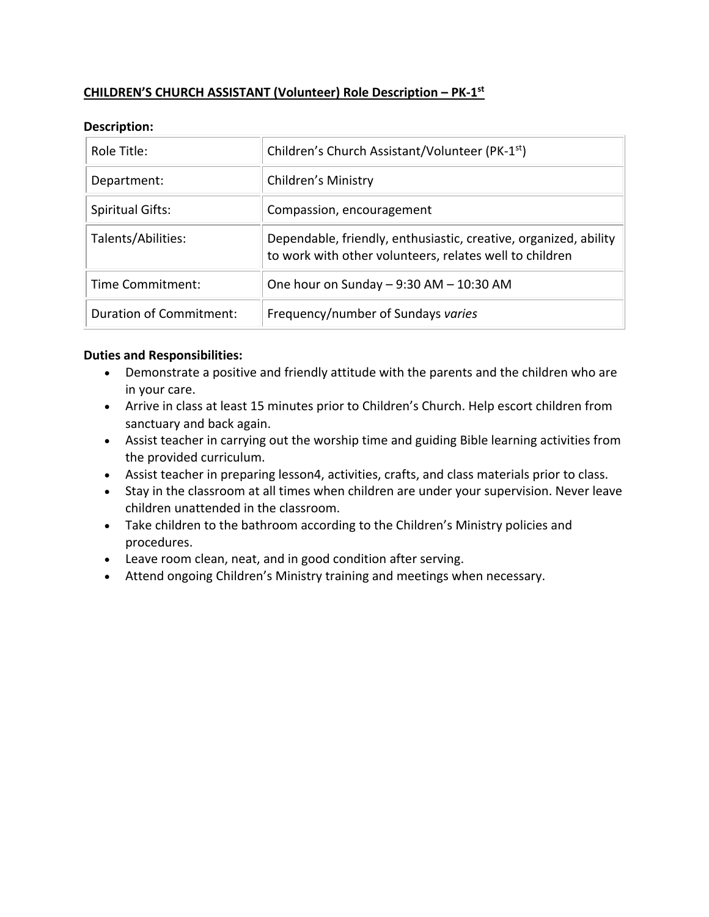**CHILDREN'S CHURCH ASSISTANT (Volunteer) Role Description – PK-1st**

**Description:**

| | |
|---|---|
| Role Title: | Children's Church Assistant/Volunteer (PK-1st) |
| Department: | Children's Ministry |
| Spiritual Gifts: | Compassion, encouragement |
| Talents/Abilities: | Dependable, friendly, enthusiastic, creative, organized, ability to work with other volunteers, relates well to children |
| Time Commitment: | One hour on Sunday – 9:30 AM – 10:30 AM |
| Duration of Commitment: | Frequency/number of Sundays *varies* |

**Duties and Responsibilities:**

- Demonstrate a positive and friendly attitude with the parents and the children who are in your care.
- Arrive in class at least 15 minutes prior to Children's Church. Help escort children from sanctuary and back again.
- Assist teacher in carrying out the worship time and guiding Bible learning activities from the provided curriculum.
- Assist teacher in preparing lesson4, activities, crafts, and class materials prior to class.
- Stay in the classroom at all times when children are under your supervision. Never leave children unattended in the classroom.
- Take children to the bathroom according to the Children's Ministry policies and procedures.
- Leave room clean, neat, and in good condition after serving.
- Attend ongoing Children's Ministry training and meetings when necessary.